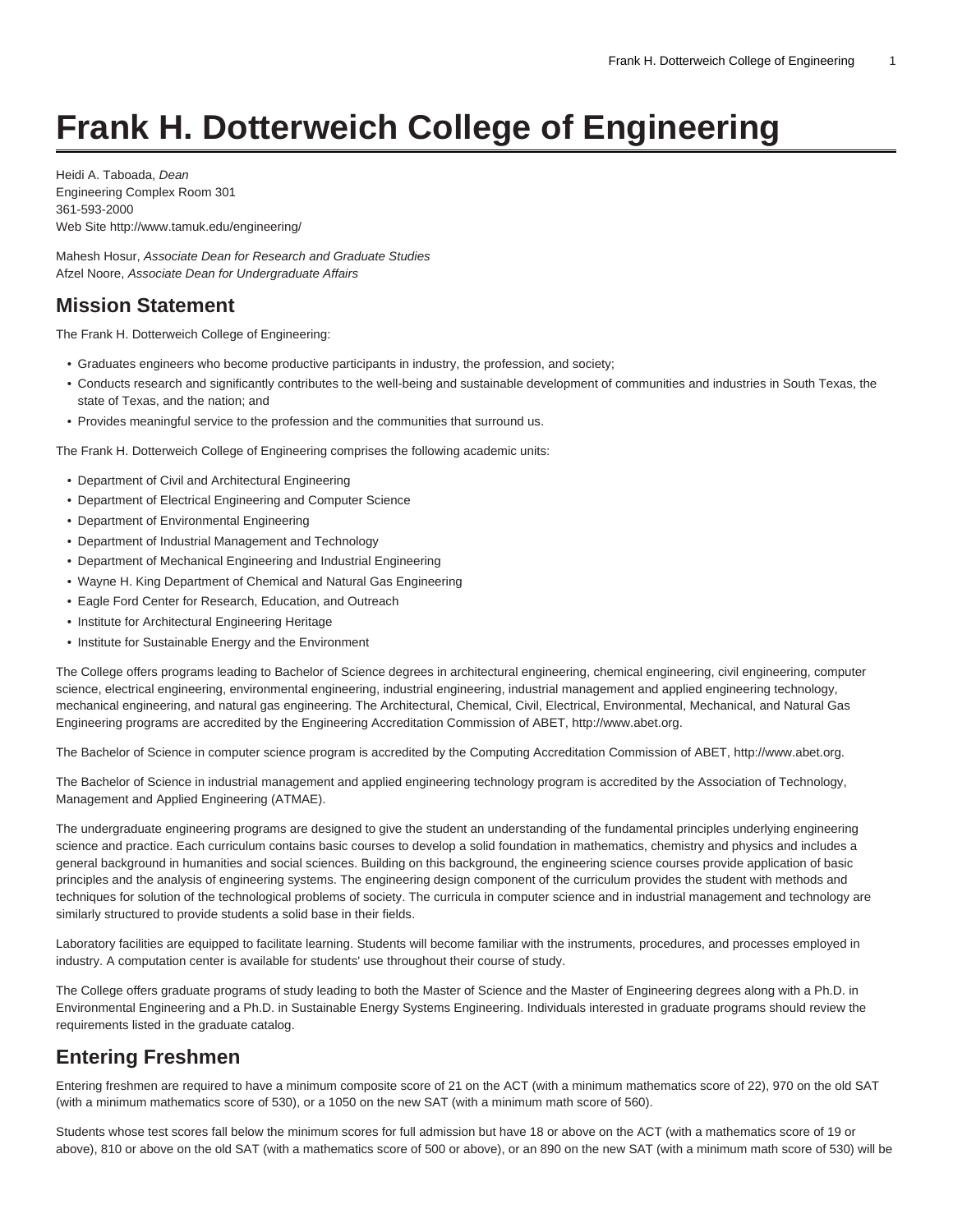# Frank H. Dotterweich College of Engineering

Heidi A. Taboada, *Dean*
Engineering Complex Room 301
361-593-2000
Web Site http://www.tamuk.edu/engineering/

Mahesh Hosur, *Associate Dean for Research and Graduate Studies*
Afzel Noore, *Associate Dean for Undergraduate Affairs*

## Mission Statement

The Frank H. Dotterweich College of Engineering:

- Graduates engineers who become productive participants in industry, the profession, and society;
- Conducts research and significantly contributes to the well-being and sustainable development of communities and industries in South Texas, the state of Texas, and the nation; and
- Provides meaningful service to the profession and the communities that surround us.

The Frank H. Dotterweich College of Engineering comprises the following academic units:

- Department of Civil and Architectural Engineering
- Department of Electrical Engineering and Computer Science
- Department of Environmental Engineering
- Department of Industrial Management and Technology
- Department of Mechanical Engineering and Industrial Engineering
- Wayne H. King Department of Chemical and Natural Gas Engineering
- Eagle Ford Center for Research, Education, and Outreach
- Institute for Architectural Engineering Heritage
- Institute for Sustainable Energy and the Environment

The College offers programs leading to Bachelor of Science degrees in architectural engineering, chemical engineering, civil engineering, computer science, electrical engineering, environmental engineering, industrial engineering, industrial management and applied engineering technology, mechanical engineering, and natural gas engineering. The Architectural, Chemical, Civil, Electrical, Environmental, Mechanical, and Natural Gas Engineering programs are accredited by the Engineering Accreditation Commission of ABET, http://www.abet.org.

The Bachelor of Science in computer science program is accredited by the Computing Accreditation Commission of ABET, http://www.abet.org.

The Bachelor of Science in industrial management and applied engineering technology program is accredited by the Association of Technology, Management and Applied Engineering (ATMAE).

The undergraduate engineering programs are designed to give the student an understanding of the fundamental principles underlying engineering science and practice. Each curriculum contains basic courses to develop a solid foundation in mathematics, chemistry and physics and includes a general background in humanities and social sciences. Building on this background, the engineering science courses provide application of basic principles and the analysis of engineering systems. The engineering design component of the curriculum provides the student with methods and techniques for solution of the technological problems of society. The curricula in computer science and in industrial management and technology are similarly structured to provide students a solid base in their fields.

Laboratory facilities are equipped to facilitate learning. Students will become familiar with the instruments, procedures, and processes employed in industry. A computation center is available for students' use throughout their course of study.

The College offers graduate programs of study leading to both the Master of Science and the Master of Engineering degrees along with a Ph.D. in Environmental Engineering and a Ph.D. in Sustainable Energy Systems Engineering. Individuals interested in graduate programs should review the requirements listed in the graduate catalog.

## Entering Freshmen

Entering freshmen are required to have a minimum composite score of 21 on the ACT (with a minimum mathematics score of 22), 970 on the old SAT (with a minimum mathematics score of 530), or a 1050 on the new SAT (with a minimum math score of 560).

Students whose test scores fall below the minimum scores for full admission but have 18 or above on the ACT (with a mathematics score of 19 or above), 810 or above on the old SAT (with a mathematics score of 500 or above), or an 890 on the new SAT (with a minimum math score of 530) will be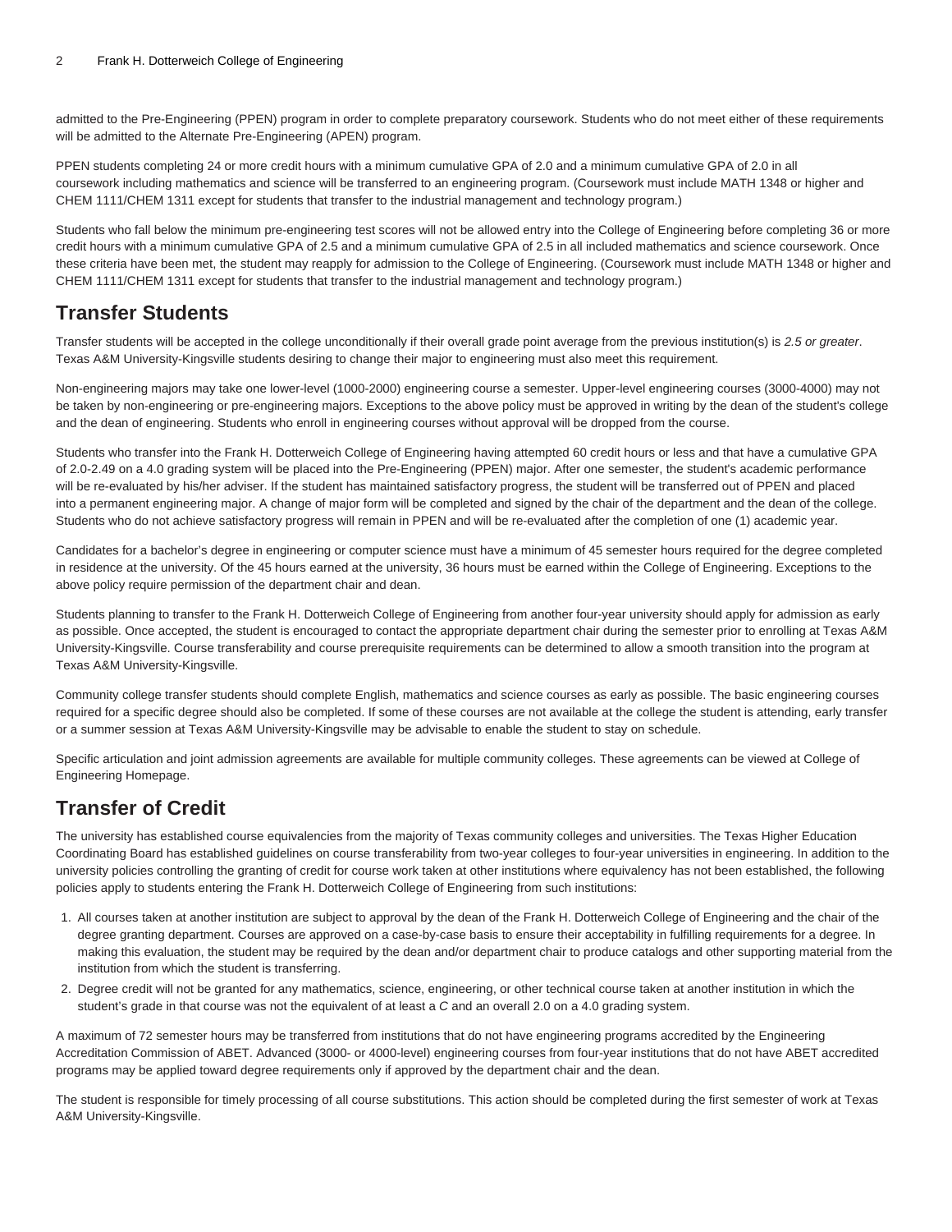admitted to the Pre-Engineering (PPEN) program in order to complete preparatory coursework. Students who do not meet either of these requirements will be admitted to the Alternate Pre-Engineering (APEN) program.

PPEN students completing 24 or more credit hours with a minimum cumulative GPA of 2.0 and a minimum cumulative GPA of 2.0 in all coursework including mathematics and science will be transferred to an engineering program. (Coursework must include MATH 1348 or higher and CHEM 1111/CHEM 1311 except for students that transfer to the industrial management and technology program.)

Students who fall below the minimum pre-engineering test scores will not be allowed entry into the College of Engineering before completing 36 or more credit hours with a minimum cumulative GPA of 2.5 and a minimum cumulative GPA of 2.5 in all included mathematics and science coursework. Once these criteria have been met, the student may reapply for admission to the College of Engineering. (Coursework must include MATH 1348 or higher and CHEM 1111/CHEM 1311 except for students that transfer to the industrial management and technology program.)

## Transfer Students

Transfer students will be accepted in the college unconditionally if their overall grade point average from the previous institution(s) is *2.5 or greater*. Texas A&M University-Kingsville students desiring to change their major to engineering must also meet this requirement.

Non-engineering majors may take one lower-level (1000-2000) engineering course a semester. Upper-level engineering courses (3000-4000) may not be taken by non-engineering or pre-engineering majors. Exceptions to the above policy must be approved in writing by the dean of the student's college and the dean of engineering. Students who enroll in engineering courses without approval will be dropped from the course.

Students who transfer into the Frank H. Dotterweich College of Engineering having attempted 60 credit hours or less and that have a cumulative GPA of 2.0-2.49 on a 4.0 grading system will be placed into the Pre-Engineering (PPEN) major. After one semester, the student's academic performance will be re-evaluated by his/her adviser. If the student has maintained satisfactory progress, the student will be transferred out of PPEN and placed into a permanent engineering major. A change of major form will be completed and signed by the chair of the department and the dean of the college. Students who do not achieve satisfactory progress will remain in PPEN and will be re-evaluated after the completion of one (1) academic year.

Candidates for a bachelor's degree in engineering or computer science must have a minimum of 45 semester hours required for the degree completed in residence at the university. Of the 45 hours earned at the university, 36 hours must be earned within the College of Engineering. Exceptions to the above policy require permission of the department chair and dean.

Students planning to transfer to the Frank H. Dotterweich College of Engineering from another four-year university should apply for admission as early as possible. Once accepted, the student is encouraged to contact the appropriate department chair during the semester prior to enrolling at Texas A&M University-Kingsville. Course transferability and course prerequisite requirements can be determined to allow a smooth transition into the program at Texas A&M University-Kingsville.

Community college transfer students should complete English, mathematics and science courses as early as possible. The basic engineering courses required for a specific degree should also be completed. If some of these courses are not available at the college the student is attending, early transfer or a summer session at Texas A&M University-Kingsville may be advisable to enable the student to stay on schedule.

Specific articulation and joint admission agreements are available for multiple community colleges. These agreements can be viewed at College of Engineering Homepage.

## Transfer of Credit

The university has established course equivalencies from the majority of Texas community colleges and universities. The Texas Higher Education Coordinating Board has established guidelines on course transferability from two-year colleges to four-year universities in engineering. In addition to the university policies controlling the granting of credit for course work taken at other institutions where equivalency has not been established, the following policies apply to students entering the Frank H. Dotterweich College of Engineering from such institutions:

1. All courses taken at another institution are subject to approval by the dean of the Frank H. Dotterweich College of Engineering and the chair of the degree granting department. Courses are approved on a case-by-case basis to ensure their acceptability in fulfilling requirements for a degree. In making this evaluation, the student may be required by the dean and/or department chair to produce catalogs and other supporting material from the institution from which the student is transferring.
2. Degree credit will not be granted for any mathematics, science, engineering, or other technical course taken at another institution in which the student's grade in that course was not the equivalent of at least a *C* and an overall 2.0 on a 4.0 grading system.

A maximum of 72 semester hours may be transferred from institutions that do not have engineering programs accredited by the Engineering Accreditation Commission of ABET. Advanced (3000- or 4000-level) engineering courses from four-year institutions that do not have ABET accredited programs may be applied toward degree requirements only if approved by the department chair and the dean.

The student is responsible for timely processing of all course substitutions. This action should be completed during the first semester of work at Texas A&M University-Kingsville.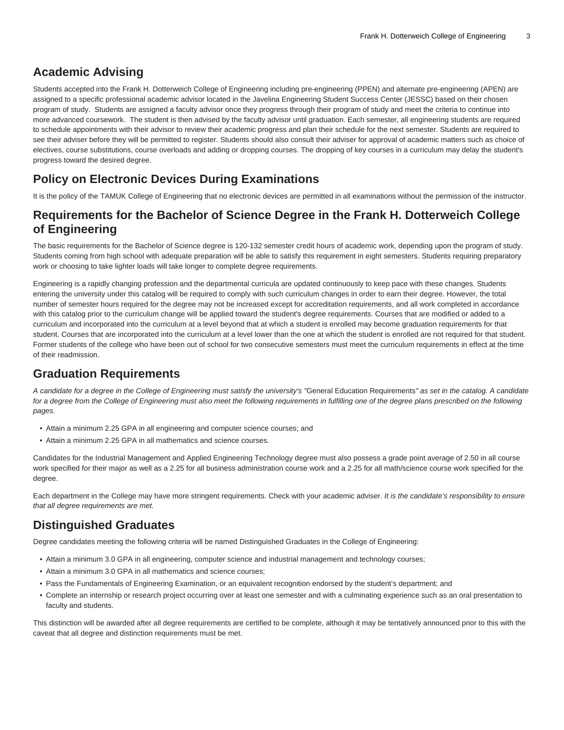## Academic Advising

Students accepted into the Frank H. Dotterweich College of Engineering including pre-engineering (PPEN) and alternate pre-engineering (APEN) are assigned to a specific professional academic advisor located in the Javelina Engineering Student Success Center (JESSC) based on their chosen program of study. Students are assigned a faculty advisor once they progress through their program of study and meet the criteria to continue into more advanced coursework. The student is then advised by the faculty advisor until graduation. Each semester, all engineering students are required to schedule appointments with their advisor to review their academic progress and plan their schedule for the next semester. Students are required to see their adviser before they will be permitted to register. Students should also consult their adviser for approval of academic matters such as choice of electives, course substitutions, course overloads and adding or dropping courses. The dropping of key courses in a curriculum may delay the student's progress toward the desired degree.

## Policy on Electronic Devices During Examinations

It is the policy of the TAMUK College of Engineering that no electronic devices are permitted in all examinations without the permission of the instructor.

## Requirements for the Bachelor of Science Degree in the Frank H. Dotterweich College of Engineering

The basic requirements for the Bachelor of Science degree is 120-132 semester credit hours of academic work, depending upon the program of study. Students coming from high school with adequate preparation will be able to satisfy this requirement in eight semesters. Students requiring preparatory work or choosing to take lighter loads will take longer to complete degree requirements.

Engineering is a rapidly changing profession and the departmental curricula are updated continuously to keep pace with these changes. Students entering the university under this catalog will be required to comply with such curriculum changes in order to earn their degree. However, the total number of semester hours required for the degree may not be increased except for accreditation requirements, and all work completed in accordance with this catalog prior to the curriculum change will be applied toward the student's degree requirements. Courses that are modified or added to a curriculum and incorporated into the curriculum at a level beyond that at which a student is enrolled may become graduation requirements for that student. Courses that are incorporated into the curriculum at a level lower than the one at which the student is enrolled are not required for that student. Former students of the college who have been out of school for two consecutive semesters must meet the curriculum requirements in effect at the time of their readmission.

## Graduation Requirements

*A candidate for a degree in the College of Engineering must satisfy the university's "*General Education Requirements*" as set in the catalog. A candidate for a degree from the College of Engineering must also meet the following requirements in fulfilling one of the degree plans prescribed on the following pages.*

- Attain a minimum 2.25 GPA in all engineering and computer science courses; and
- Attain a minimum 2.25 GPA in all mathematics and science courses.

Candidates for the Industrial Management and Applied Engineering Technology degree must also possess a grade point average of 2.50 in all course work specified for their major as well as a 2.25 for all business administration course work and a 2.25 for all math/science course work specified for the degree.

Each department in the College may have more stringent requirements. Check with your academic adviser. *It is the candidate's responsibility to ensure that all degree requirements are met.*

## Distinguished Graduates

Degree candidates meeting the following criteria will be named Distinguished Graduates in the College of Engineering:

- Attain a minimum 3.0 GPA in all engineering, computer science and industrial management and technology courses;
- Attain a minimum 3.0 GPA in all mathematics and science courses;
- Pass the Fundamentals of Engineering Examination, or an equivalent recognition endorsed by the student's department; and
- Complete an internship or research project occurring over at least one semester and with a culminating experience such as an oral presentation to faculty and students.

This distinction will be awarded after all degree requirements are certified to be complete, although it may be tentatively announced prior to this with the caveat that all degree and distinction requirements must be met.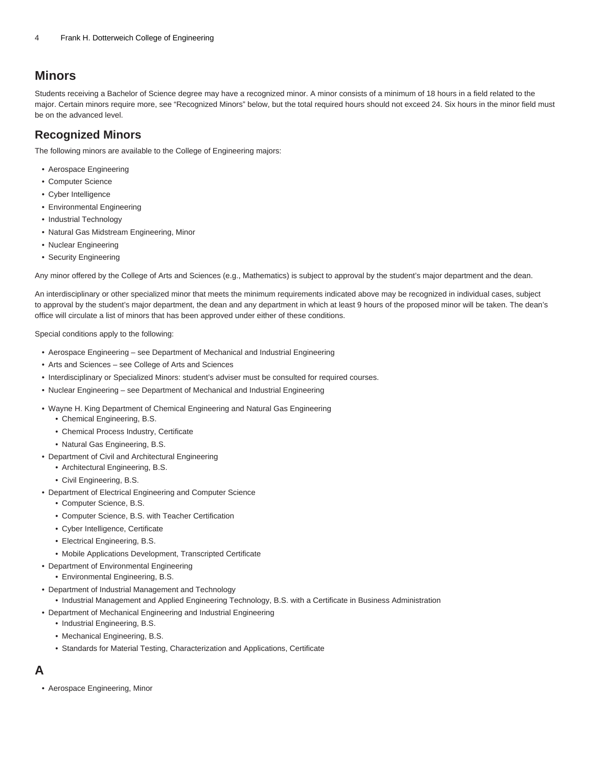## Minors

Students receiving a Bachelor of Science degree may have a recognized minor. A minor consists of a minimum of 18 hours in a field related to the major. Certain minors require more, see "Recognized Minors" below, but the total required hours should not exceed 24. Six hours in the minor field must be on the advanced level.

## Recognized Minors

The following minors are available to the College of Engineering majors:

- Aerospace Engineering
- Computer Science
- Cyber Intelligence
- Environmental Engineering
- Industrial Technology
- Natural Gas Midstream Engineering, Minor
- Nuclear Engineering
- Security Engineering

Any minor offered by the College of Arts and Sciences (e.g., Mathematics) is subject to approval by the student's major department and the dean.

An interdisciplinary or other specialized minor that meets the minimum requirements indicated above may be recognized in individual cases, subject to approval by the student's major department, the dean and any department in which at least 9 hours of the proposed minor will be taken. The dean's office will circulate a list of minors that has been approved under either of these conditions.

Special conditions apply to the following:

- Aerospace Engineering – see Department of Mechanical and Industrial Engineering
- Arts and Sciences – see College of Arts and Sciences
- Interdisciplinary or Specialized Minors: student's adviser must be consulted for required courses.
- Nuclear Engineering – see Department of Mechanical and Industrial Engineering

- Wayne H. King Department of Chemical Engineering and Natural Gas Engineering
  - Chemical Engineering, B.S.
  - Chemical Process Industry, Certificate
  - Natural Gas Engineering, B.S.
- Department of Civil and Architectural Engineering
  - Architectural Engineering, B.S.
  - Civil Engineering, B.S.
- Department of Electrical Engineering and Computer Science
  - Computer Science, B.S.
  - Computer Science, B.S. with Teacher Certification
  - Cyber Intelligence, Certificate
  - Electrical Engineering, B.S.
  - Mobile Applications Development, Transcripted Certificate
- Department of Environmental Engineering
  - Environmental Engineering, B.S.
- Department of Industrial Management and Technology
  - Industrial Management and Applied Engineering Technology, B.S. with a Certificate in Business Administration
- Department of Mechanical Engineering and Industrial Engineering
  - Industrial Engineering, B.S.
  - Mechanical Engineering, B.S.
  - Standards for Material Testing, Characterization and Applications, Certificate

## A

- Aerospace Engineering, Minor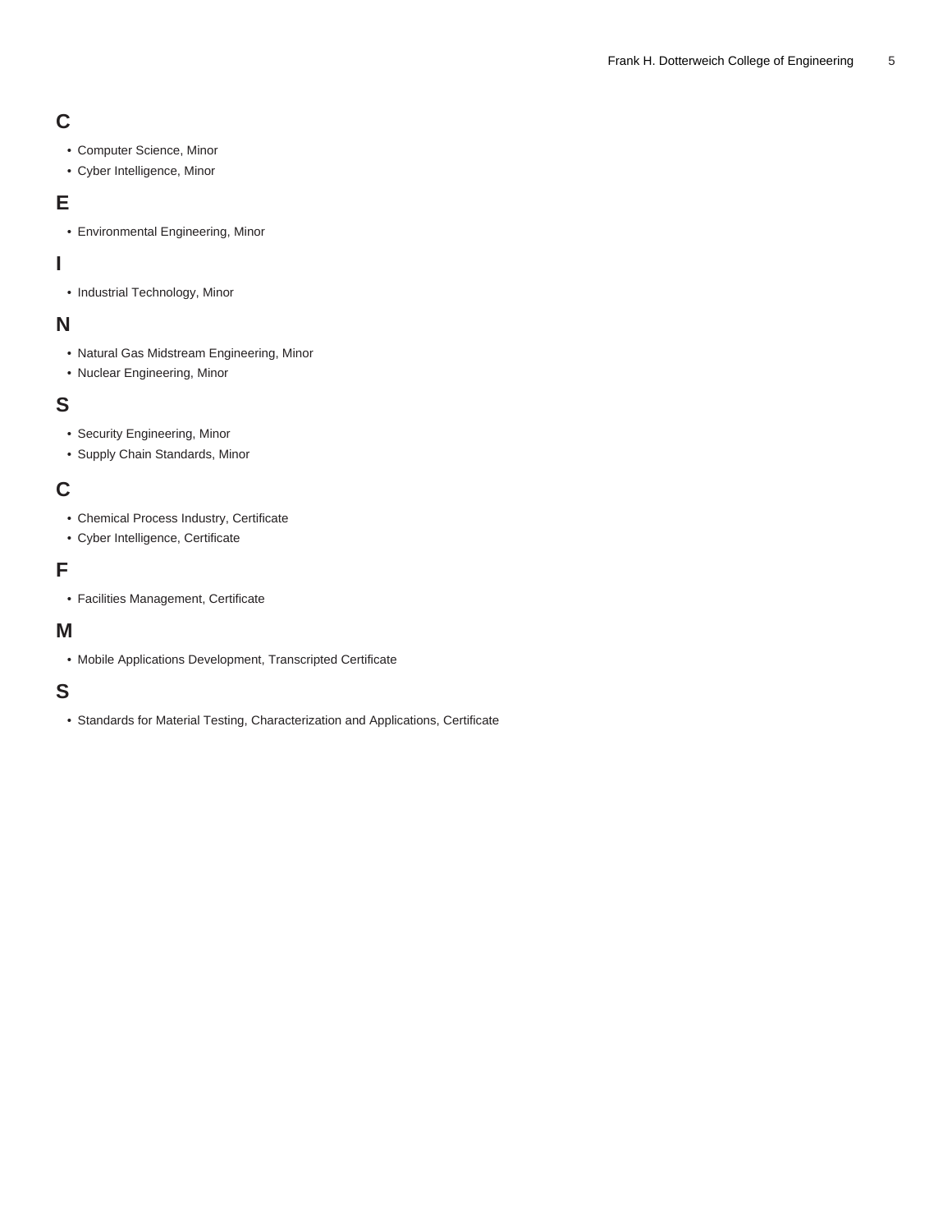## C

- Computer Science, Minor
- Cyber Intelligence, Minor

## E

- Environmental Engineering, Minor

## I

- Industrial Technology, Minor

## N

- Natural Gas Midstream Engineering, Minor
- Nuclear Engineering, Minor

## S

- Security Engineering, Minor
- Supply Chain Standards, Minor

## C

- Chemical Process Industry, Certificate
- Cyber Intelligence, Certificate

## F

- Facilities Management, Certificate

## M

- Mobile Applications Development, Transcripted Certificate

## S

- Standards for Material Testing, Characterization and Applications, Certificate